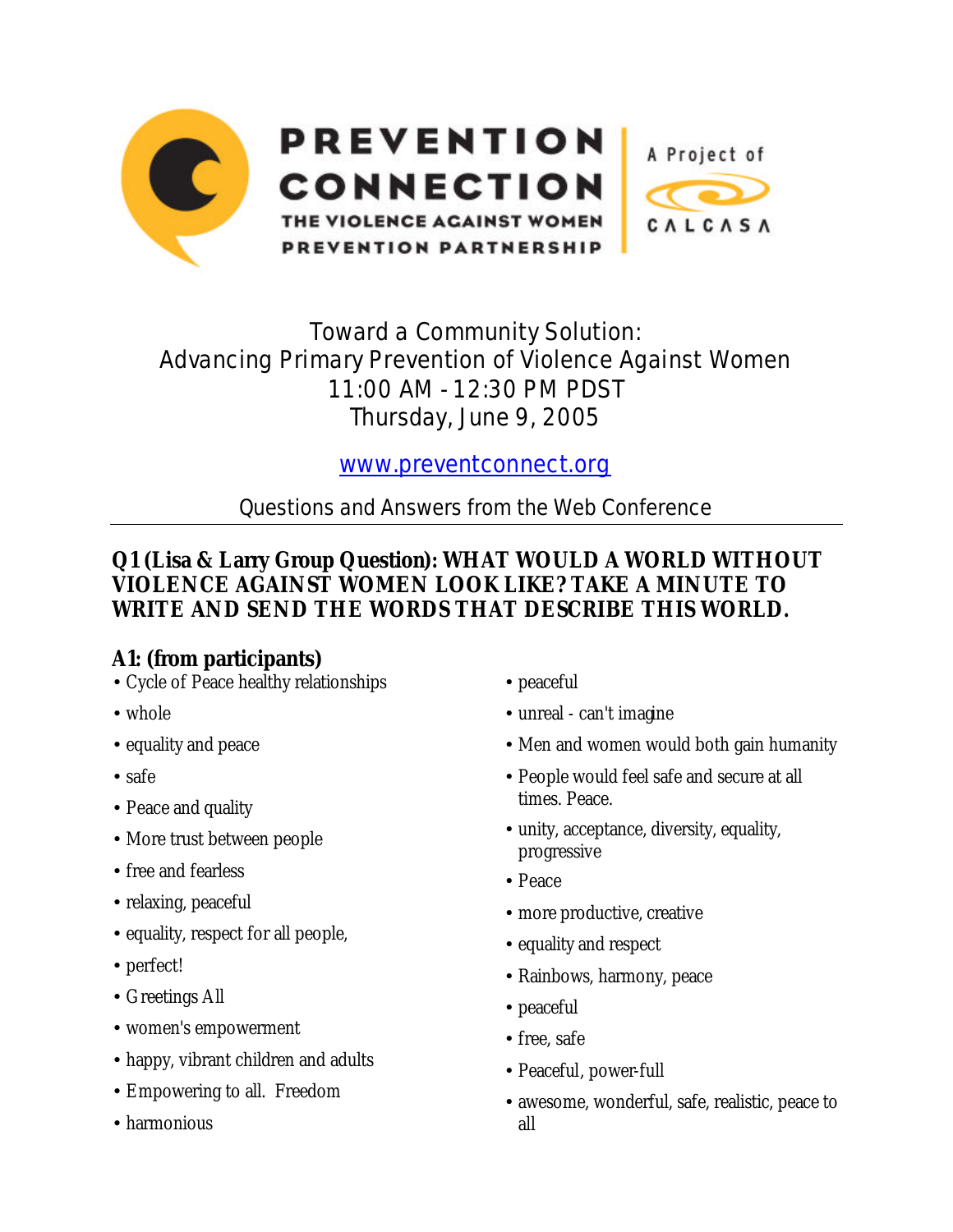PREVENTION CONNECTION

THE VIOLENCE AGAINST WOMEN PREVENTION PARTNERSHIP

A Project of CALCASA

# Toward a Community Solution: Advancing Primary Prevention of Violence Against Women

11:00 AM - 12:30 PM PDST
Thursday, June 9, 2005

www.preventconnect.org

Questions and Answers from the Web Conference

---

## Q1 (Lisa & Larry Group Question): WHAT WOULD A WORLD WITHOUT VIOLENCE AGAINST WOMEN LOOK LIKE? TAKE A MINUTE TO WRITE AND SEND THE WORDS THAT DESCRIBE THIS WORLD.

## A1: (from participants)

- Cycle of Peace healthy relationships
- whole
- equality and peace
- safe
- Peace and quality
- More trust between people
- free and fearless
- relaxing, peaceful
- equality, respect for all people,
- perfect!
- Greetings All
- women's empowerment
- happy, vibrant children and adults
- Empowering to all. Freedom
- harmonious
- peaceful
- unreal - can't imagine
- Men and women would both gain humanity
- People would feel safe and secure at all times. Peace.
- unity, acceptance, diversity, equality, progressive
- Peace
- more productive, creative
- equality and respect
- Rainbows, harmony, peace
- peaceful
- free, safe
- Peaceful, power-full
- awesome, wonderful, safe, realistic, peace to all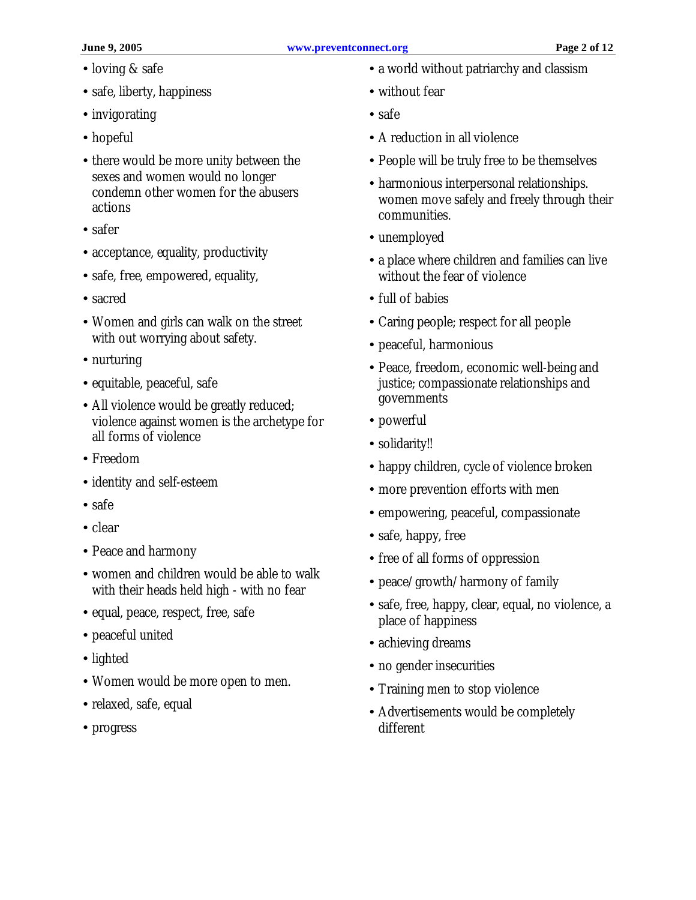- loving & safe
- safe, liberty, happiness
- invigorating
- hopeful
- there would be more unity between the sexes and women would no longer condemn other women for the abusers actions
- safer
- acceptance, equality, productivity
- safe, free, empowered, equality,
- sacred
- Women and girls can walk on the street with out worrying about safety.
- nurturing
- equitable, peaceful, safe
- All violence would be greatly reduced; violence against women is the archetype for all forms of violence
- Freedom
- identity and self-esteem
- safe
- clear
- Peace and harmony
- women and children would be able to walk with their heads held high - with no fear
- equal, peace, respect, free, safe
- peaceful united
- lighted
- Women would be more open to men.
- relaxed, safe, equal
- progress
- a world without patriarchy and classism
- without fear
- safe
- A reduction in all violence
- People will be truly free to be themselves
- harmonious interpersonal relationships. women move safely and freely through their communities.
- unemployed
- a place where children and families can live without the fear of violence
- full of babies
- Caring people; respect for all people
- peaceful, harmonious
- Peace, freedom, economic well-being and justice; compassionate relationships and governments
- powerful
- solidarity!!
- happy children, cycle of violence broken
- more prevention efforts with men
- empowering, peaceful, compassionate
- safe, happy, free
- free of all forms of oppression
- peace/growth/harmony of family
- safe, free, happy, clear, equal, no violence, a place of happiness
- achieving dreams
- no gender insecurities
- Training men to stop violence
- Advertisements would be completely different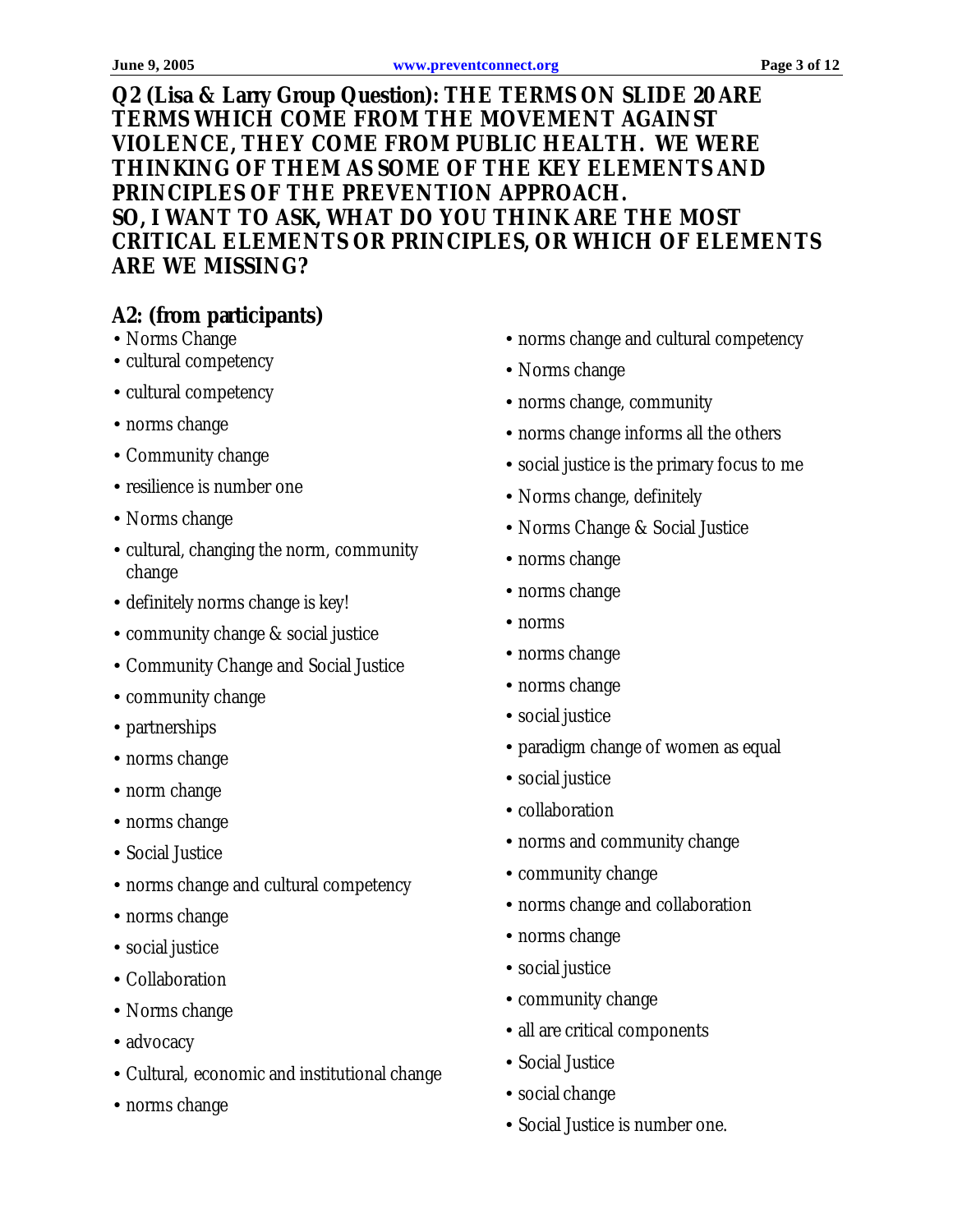**Q2 (Lisa & Larry Group Question): THE TERMS ON SLIDE 20 ARE TERMS WHICH COME FROM THE MOVEMENT AGAINST VIOLENCE, THEY COME FROM PUBLIC HEALTH. WE WERE THINKING OF THEM AS SOME OF THE KEY ELEMENTS AND PRINCIPLES OF THE PREVENTION APPROACH.**
**SO, I WANT TO ASK, WHAT DO YOU THINK ARE THE MOST CRITICAL ELEMENTS OR PRINCIPLES, OR WHICH OF ELEMENTS ARE WE MISSING?**

## A2: (from participants)

- Norms Change
- cultural competency
- cultural competency
- norms change
- Community change
- resilience is number one
- Norms change
- cultural, changing the norm, community change
- definitely norms change is key!
- community change & social justice
- Community Change and Social Justice
- community change
- partnerships
- norms change
- norm change
- norms change
- Social Justice
- norms change and cultural competency
- norms change
- social justice
- Collaboration
- Norms change
- advocacy
- Cultural, economic and institutional change
- norms change
- norms change and cultural competency
- Norms change
- norms change, community
- norms change informs all the others
- social justice is the primary focus to me
- Norms change, definitely
- Norms Change & Social Justice
- norms change
- norms change
- norms
- norms change
- norms change
- social justice
- paradigm change of women as equal
- social justice
- collaboration
- norms and community change
- community change
- norms change and collaboration
- norms change
- social justice
- community change
- all are critical components
- Social Justice
- social change
- Social Justice is number one.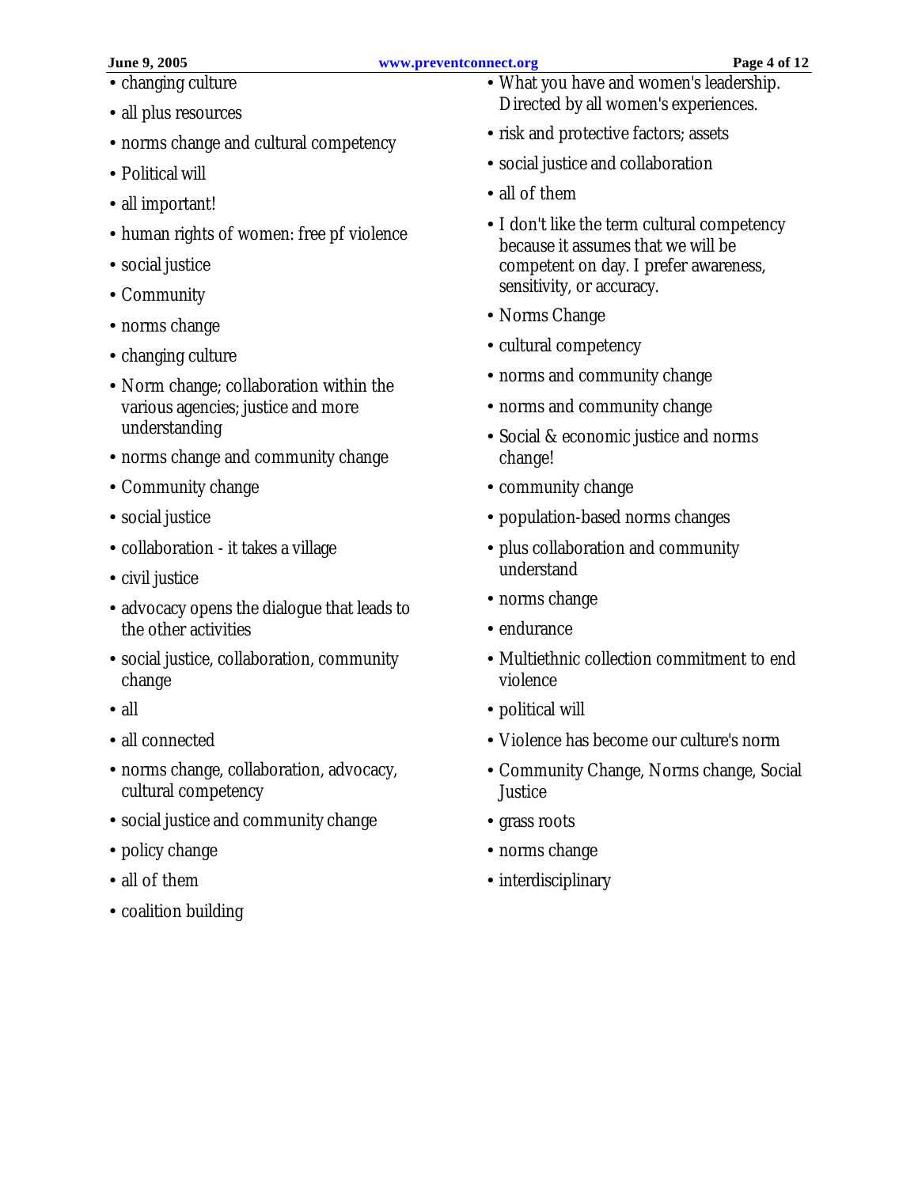- changing culture
- all plus resources
- norms change and cultural competency
- Political will
- all important!
- human rights of women: free pf violence
- social justice
- Community
- norms change
- changing culture
- Norm change; collaboration within the various agencies; justice and more understanding
- norms change and community change
- Community change
- social justice
- collaboration - it takes a village
- civil justice
- advocacy opens the dialogue that leads to the other activities
- social justice, collaboration, community change
- all
- all connected
- norms change, collaboration, advocacy, cultural competency
- social justice and community change
- policy change
- all of them
- coalition building
- What you have and women's leadership. Directed by all women's experiences.
- risk and protective factors; assets
- social justice and collaboration
- all of them
- I don't like the term cultural competency because it assumes that we will be competent on day. I prefer awareness, sensitivity, or accuracy.
- Norms Change
- cultural competency
- norms and community change
- norms and community change
- Social & economic justice and norms change!
- community change
- population-based norms changes
- plus collaboration and community understand
- norms change
- endurance
- Multiethnic collection commitment to end violence
- political will
- Violence has become our culture's norm
- Community Change, Norms change, Social Justice
- grass roots
- norms change
- interdisciplinary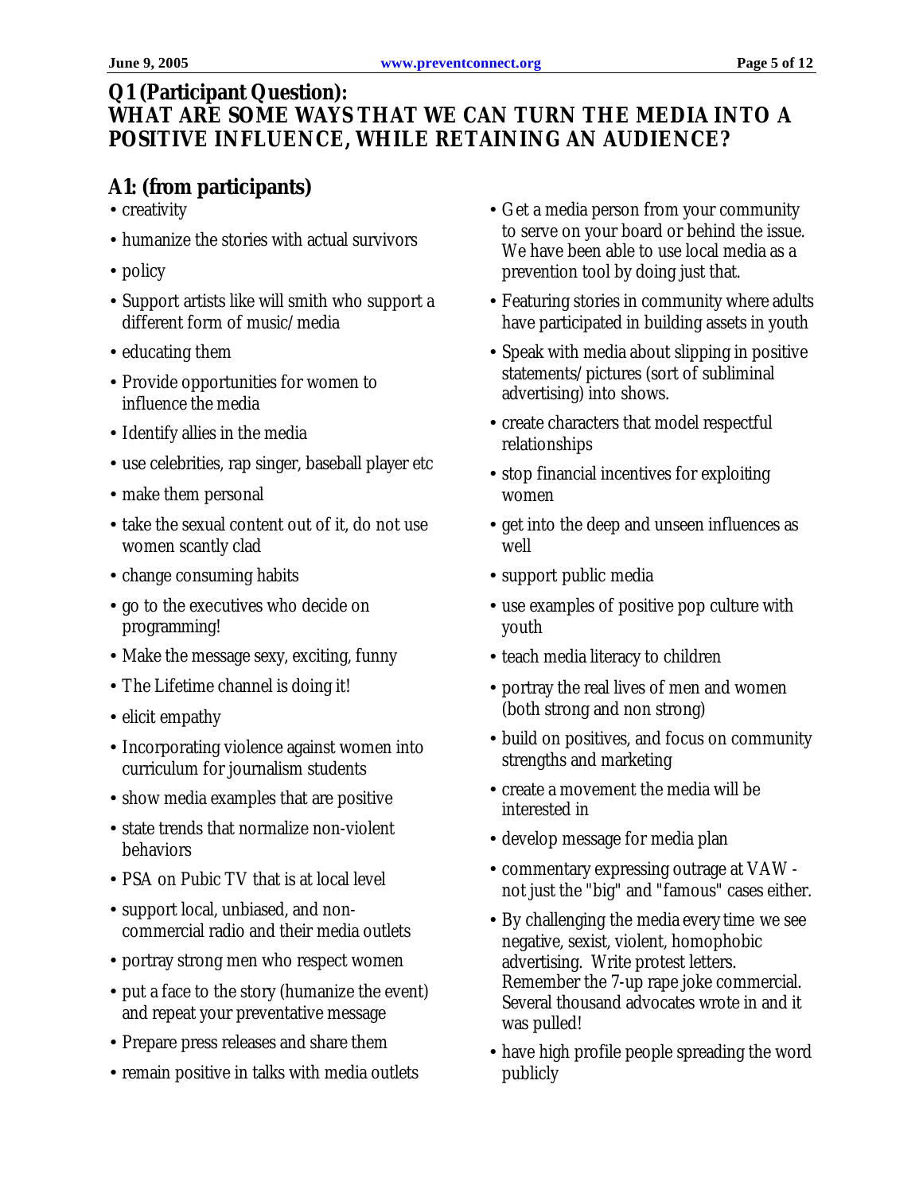## Q1 (Participant Question):
## WHAT ARE SOME WAYS THAT WE CAN TURN THE MEDIA INTO A POSITIVE INFLUENCE, WHILE RETAINING AN AUDIENCE?

### A1: (from participants)

- creativity
- humanize the stories with actual survivors
- policy
- Support artists like will smith who support a different form of music/media
- educating them
- Provide opportunities for women to influence the media
- Identify allies in the media
- use celebrities, rap singer, baseball player etc
- make them personal
- take the sexual content out of it, do not use women scantly clad
- change consuming habits
- go to the executives who decide on programming!
- Make the message sexy, exciting, funny
- The Lifetime channel is doing it!
- elicit empathy
- Incorporating violence against women into curriculum for journalism students
- show media examples that are positive
- state trends that normalize non-violent behaviors
- PSA on Pubic TV that is at local level
- support local, unbiased, and non-commercial radio and their media outlets
- portray strong men who respect women
- put a face to the story (humanize the event) and repeat your preventative message
- Prepare press releases and share them
- remain positive in talks with media outlets
- Get a media person from your community to serve on your board or behind the issue. We have been able to use local media as a prevention tool by doing just that.
- Featuring stories in community where adults have participated in building assets in youth
- Speak with media about slipping in positive statements/pictures (sort of subliminal advertising) into shows.
- create characters that model respectful relationships
- stop financial incentives for exploiting women
- get into the deep and unseen influences as well
- support public media
- use examples of positive pop culture with youth
- teach media literacy to children
- portray the real lives of men and women (both strong and non strong)
- build on positives, and focus on community strengths and marketing
- create a movement the media will be interested in
- develop message for media plan
- commentary expressing outrage at VAW - not just the "big" and "famous" cases either.
- By challenging the media every time we see negative, sexist, violent, homophobic advertising. Write protest letters. Remember the 7-up rape joke commercial. Several thousand advocates wrote in and it was pulled!
- have high profile people spreading the word publicly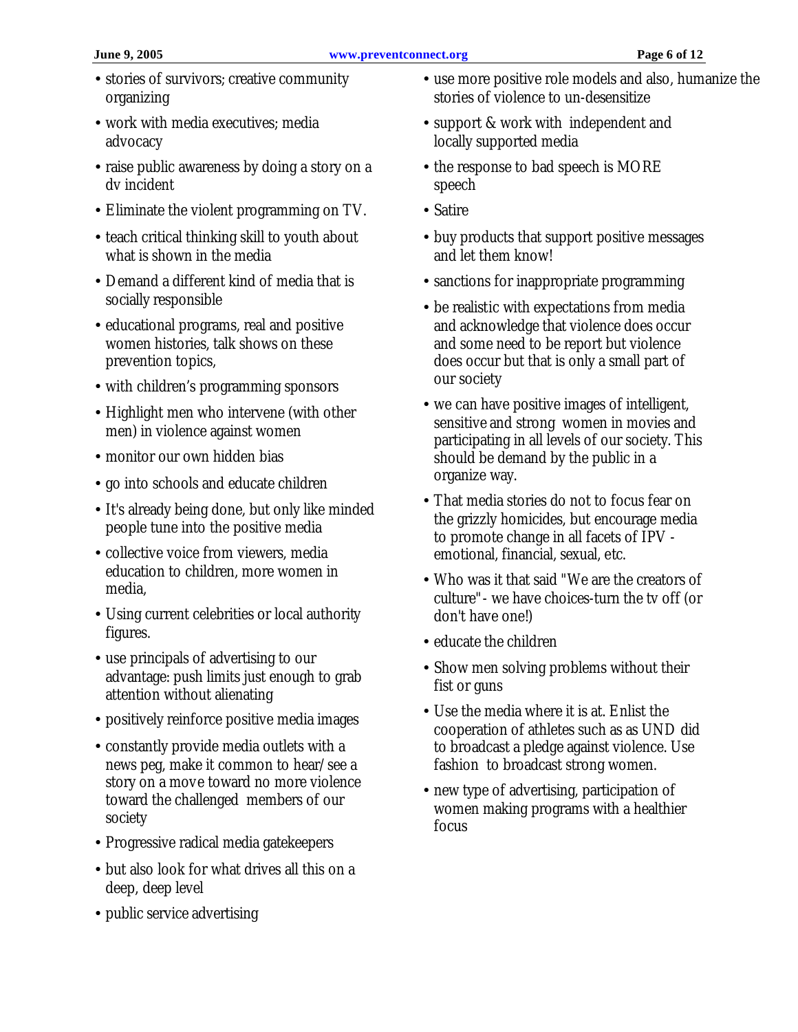- stories of survivors; creative community organizing
- work with media executives; media advocacy
- raise public awareness by doing a story on a dv incident
- Eliminate the violent programming on TV.
- teach critical thinking skill to youth about what is shown in the media
- Demand a different kind of media that is socially responsible
- educational programs, real and positive women histories, talk shows on these prevention topics,
- with children's programming sponsors
- Highlight men who intervene (with other men) in violence against women
- monitor our own hidden bias
- go into schools and educate children
- It's already being done, but only like minded people tune into the positive media
- collective voice from viewers, media education to children, more women in media,
- Using current celebrities or local authority figures.
- use principals of advertising to our advantage: push limits just enough to grab attention without alienating
- positively reinforce positive media images
- constantly provide media outlets with a news peg, make it common to hear/see a story on a move toward no more violence toward the challenged members of our society
- Progressive radical media gatekeepers
- but also look for what drives all this on a deep, deep level
- public service advertising
- use more positive role models and also, humanize the stories of violence to un-desensitize
- support & work with independent and locally supported media
- the response to bad speech is MORE speech
- Satire
- buy products that support positive messages and let them know!
- sanctions for inappropriate programming
- be realistic with expectations from media and acknowledge that violence does occur and some need to be report but violence does occur but that is only a small part of our society
- we can have positive images of intelligent, sensitive and strong women in movies and participating in all levels of our society. This should be demand by the public in a organize way.
- That media stories do not to focus fear on the grizzly homicides, but encourage media to promote change in all facets of IPV - emotional, financial, sexual, etc.
- Who was it that said "We are the creators of culture"- we have choices-turn the tv off (or don't have one!)
- educate the children
- Show men solving problems without their fist or guns
- Use the media where it is at. Enlist the cooperation of athletes such as as UND did to broadcast a pledge against violence. Use fashion to broadcast strong women.
- new type of advertising, participation of women making programs with a healthier focus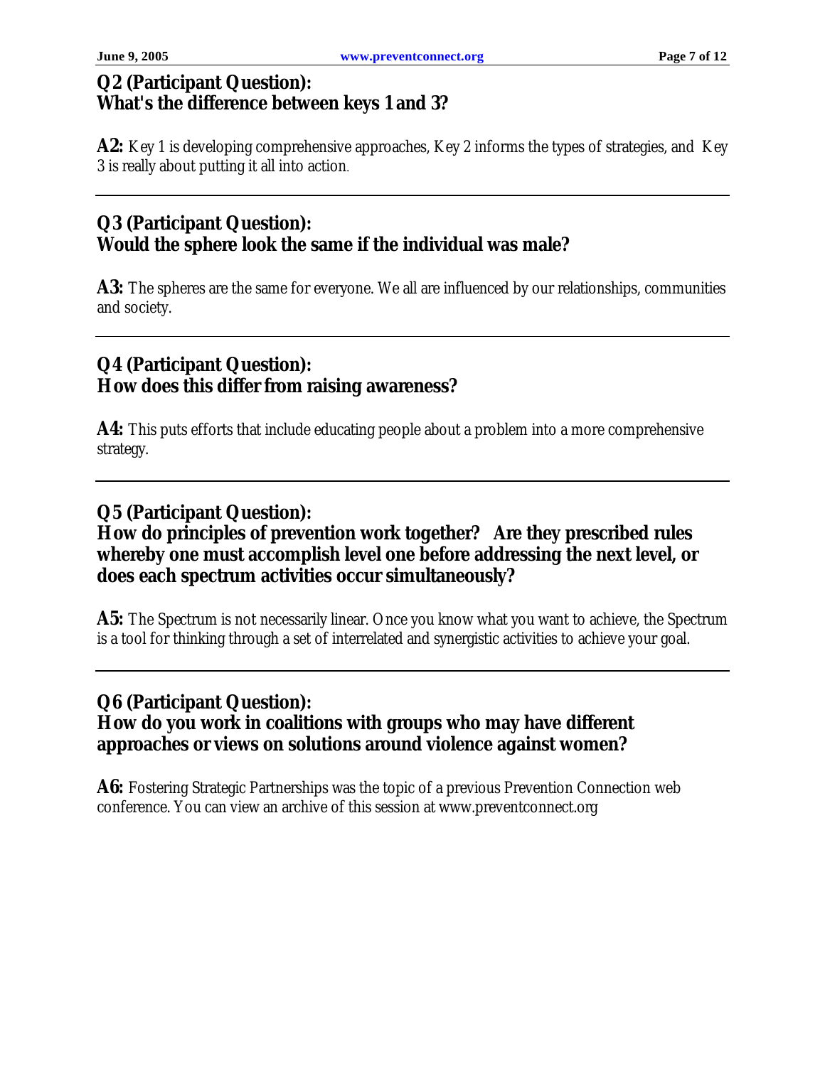## Q2 (Participant Question): What's the difference between keys 1 and 3?

**A2:** Key 1 is developing comprehensive approaches, Key 2 informs the types of strategies, and Key 3 is really about putting it all into action.

---

## Q3 (Participant Question): Would the sphere look the same if the individual was male?

**A3:** The spheres are the same for everyone. We all are influenced by our relationships, communities and society.

---

## Q4 (Participant Question): How does this differ from raising awareness?

**A4:** This puts efforts that include educating people about a problem into a more comprehensive strategy.

---

## Q5 (Participant Question): How do principles of prevention work together? Are they prescribed rules whereby one must accomplish level one before addressing the next level, or does each spectrum activities occur simultaneously?

**A5:** The Spectrum is not necessarily linear. Once you know what you want to achieve, the Spectrum is a tool for thinking through a set of interrelated and synergistic activities to achieve your goal.

---

## Q6 (Participant Question): How do you work in coalitions with groups who may have different approaches or views on solutions around violence against women?

**A6:** Fostering Strategic Partnerships was the topic of a previous Prevention Connection web conference. You can view an archive of this session at www.preventconnect.org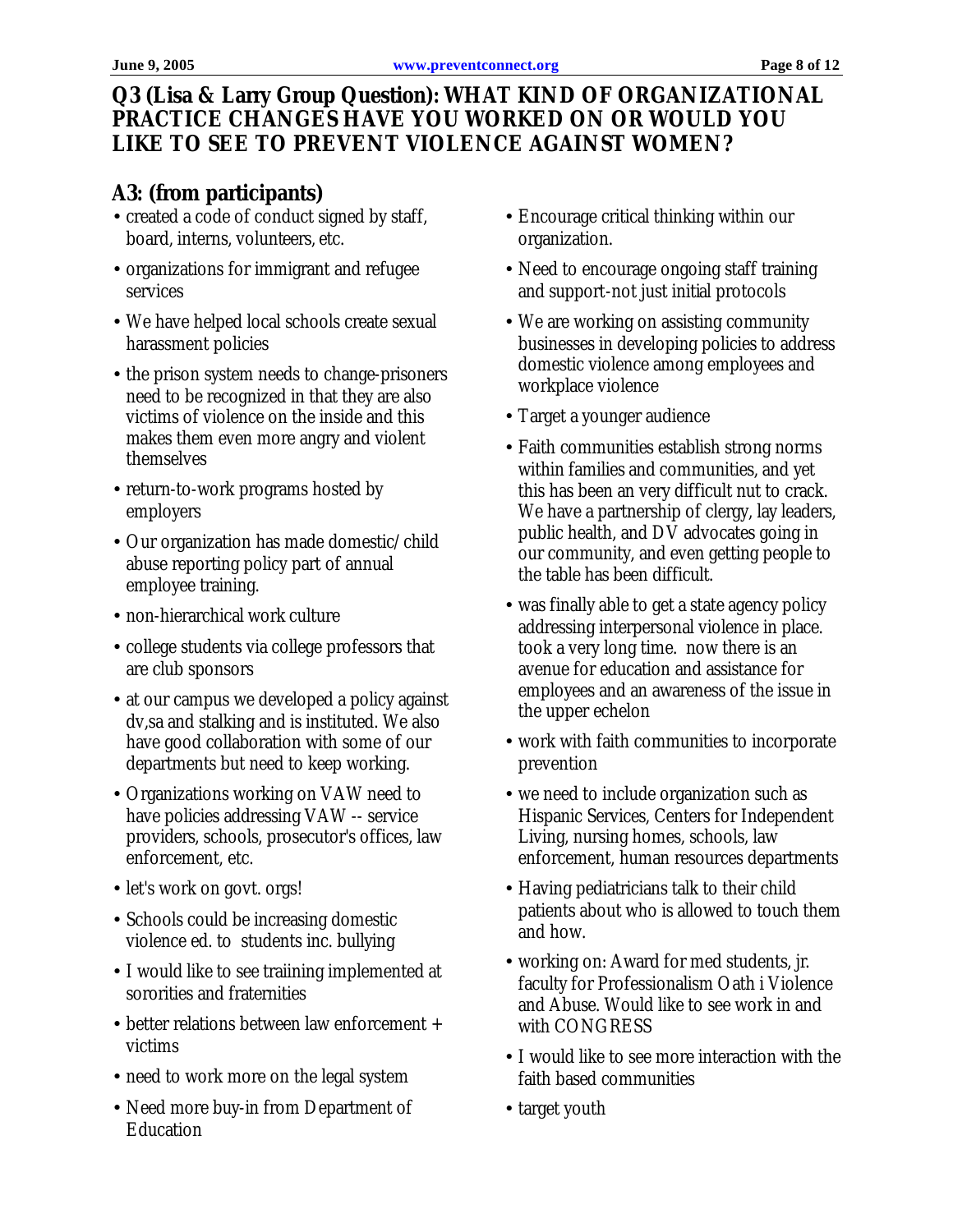## Q3 (Lisa & Larry Group Question): WHAT KIND OF ORGANIZATIONAL PRACTICE CHANGES HAVE YOU WORKED ON OR WOULD YOU LIKE TO SEE TO PREVENT VIOLENCE AGAINST WOMEN?

### A3: (from participants)

- created a code of conduct signed by staff, board, interns, volunteers, etc.
- organizations for immigrant and refugee services
- We have helped local schools create sexual harassment policies
- the prison system needs to change-prisoners need to be recognized in that they are also victims of violence on the inside and this makes them even more angry and violent themselves
- return-to-work programs hosted by employers
- Our organization has made domestic/child abuse reporting policy part of annual employee training.
- non-hierarchical work culture
- college students via college professors that are club sponsors
- at our campus we developed a policy against dv,sa and stalking and is instituted. We also have good collaboration with some of our departments but need to keep working.
- Organizations working on VAW need to have policies addressing VAW -- service providers, schools, prosecutor's offices, law enforcement, etc.
- let's work on govt. orgs!
- Schools could be increasing domestic violence ed. to students inc. bullying
- I would like to see traiining implemented at sororities and fraternities
- better relations between law enforcement + victims
- need to work more on the legal system
- Need more buy-in from Department of Education
- Encourage critical thinking within our organization.
- Need to encourage ongoing staff training and support-not just initial protocols
- We are working on assisting community businesses in developing policies to address domestic violence among employees and workplace violence
- Target a younger audience
- Faith communities establish strong norms within families and communities, and yet this has been an very difficult nut to crack. We have a partnership of clergy, lay leaders, public health, and DV advocates going in our community, and even getting people to the table has been difficult.
- was finally able to get a state agency policy addressing interpersonal violence in place. took a very long time. now there is an avenue for education and assistance for employees and an awareness of the issue in the upper echelon
- work with faith communities to incorporate prevention
- we need to include organization such as Hispanic Services, Centers for Independent Living, nursing homes, schools, law enforcement, human resources departments
- Having pediatricians talk to their child patients about who is allowed to touch them and how.
- working on: Award for med students, jr. faculty for Professionalism Oath i Violence and Abuse. Would like to see work in and with CONGRESS
- I would like to see more interaction with the faith based communities
- target youth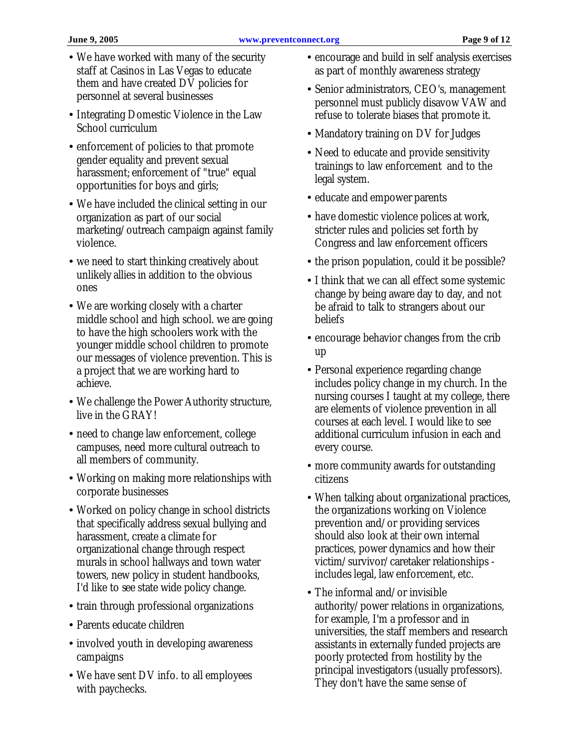- We have worked with many of the security staff at Casinos in Las Vegas to educate them and have created DV policies for personnel at several businesses
- Integrating Domestic Violence in the Law School curriculum
- enforcement of policies to that promote gender equality and prevent sexual harassment; enforcement of "true" equal opportunities for boys and girls;
- We have included the clinical setting in our organization as part of our social marketing/outreach campaign against family violence.
- we need to start thinking creatively about unlikely allies in addition to the obvious ones
- We are working closely with a charter middle school and high school. we are going to have the high schoolers work with the younger middle school children to promote our messages of violence prevention. This is a project that we are working hard to achieve.
- We challenge the Power Authority structure, live in the GRAY!
- need to change law enforcement, college campuses, need more cultural outreach to all members of community.
- Working on making more relationships with corporate businesses
- Worked on policy change in school districts that specifically address sexual bullying and harassment, create a climate for organizational change through respect murals in school hallways and town water towers, new policy in student handbooks, I'd like to see state wide policy change.
- train through professional organizations
- Parents educate children
- involved youth in developing awareness campaigns
- We have sent DV info. to all employees with paychecks.
- encourage and build in self analysis exercises as part of monthly awareness strategy
- Senior administrators, CEO's, management personnel must publicly disavow VAW and refuse to tolerate biases that promote it.
- Mandatory training on DV for Judges
- Need to educate and provide sensitivity trainings to law enforcement and to the legal system.
- educate and empower parents
- have domestic violence polices at work, stricter rules and policies set forth by Congress and law enforcement officers
- the prison population, could it be possible?
- I think that we can all effect some systemic change by being aware day to day, and not be afraid to talk to strangers about our beliefs
- encourage behavior changes from the crib up
- Personal experience regarding change includes policy change in my church. In the nursing courses I taught at my college, there are elements of violence prevention in all courses at each level. I would like to see additional curriculum infusion in each and every course.
- more community awards for outstanding citizens
- When talking about organizational practices, the organizations working on Violence prevention and/or providing services should also look at their own internal practices, power dynamics and how their victim/survivor/caretaker relationships - includes legal, law enforcement, etc.
- The informal and/or invisible authority/power relations in organizations, for example, I'm a professor and in universities, the staff members and research assistants in externally funded projects are poorly protected from hostility by the principal investigators (usually professors). They don't have the same sense of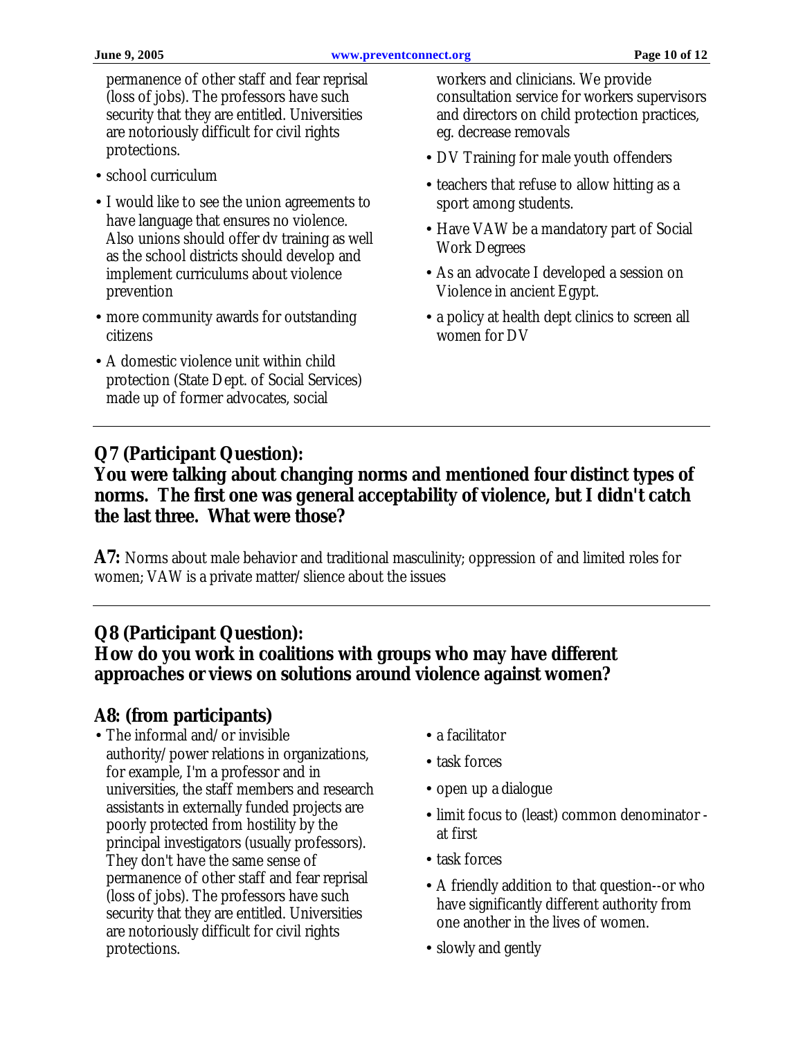permanence of other staff and fear reprisal (loss of jobs). The professors have such security that they are entitled. Universities are notoriously difficult for civil rights protections.

- school curriculum
- I would like to see the union agreements to have language that ensures no violence. Also unions should offer dv training as well as the school districts should develop and implement curriculums about violence prevention
- more community awards for outstanding citizens
- A domestic violence unit within child protection (State Dept. of Social Services) made up of former advocates, social workers and clinicians. We provide consultation service for workers supervisors and directors on child protection practices, eg. decrease removals
- DV Training for male youth offenders
- teachers that refuse to allow hitting as a sport among students.
- Have VAW be a mandatory part of Social Work Degrees
- As an advocate I developed a session on Violence in ancient Egypt.
- a policy at health dept clinics to screen all women for DV

---

## Q7 (Participant Question):
## You were talking about changing norms and mentioned four distinct types of norms. The first one was general acceptability of violence, but I didn't catch the last three. What were those?

**A7:** Norms about male behavior and traditional masculinity; oppression of and limited roles for women; VAW is a private matter/slience about the issues

---

## Q8 (Participant Question):
## How do you work in coalitions with groups who may have different approaches or views on solutions around violence against women?

## A8: (from participants)

- The informal and/or invisible authority/power relations in organizations, for example, I'm a professor and in universities, the staff members and research assistants in externally funded projects are poorly protected from hostility by the principal investigators (usually professors). They don't have the same sense of permanence of other staff and fear reprisal (loss of jobs). The professors have such security that they are entitled. Universities are notoriously difficult for civil rights protections.
- a facilitator
- task forces
- open up a dialogue
- limit focus to (least) common denominator - at first
- task forces
- A friendly addition to that question--or who have significantly different authority from one another in the lives of women.
- slowly and gently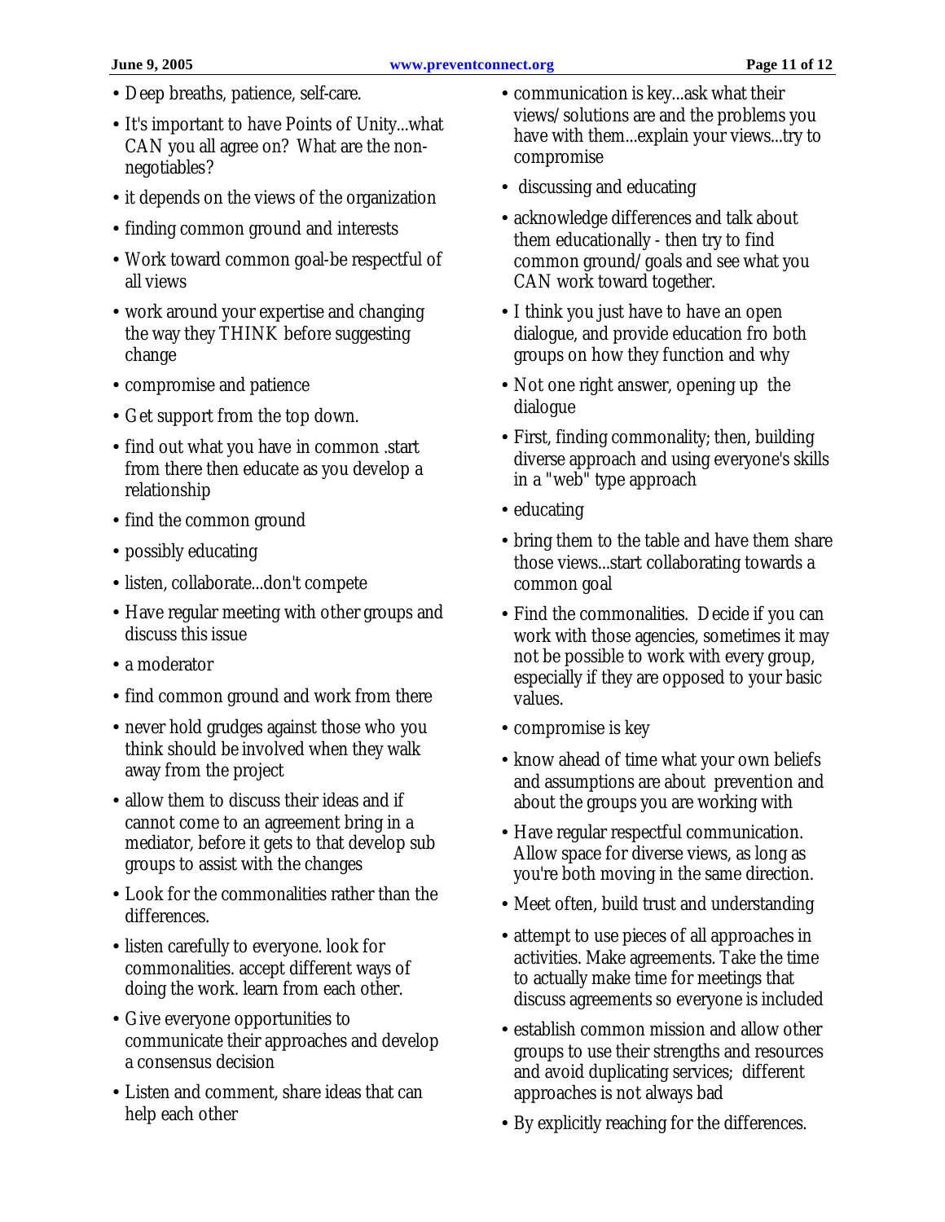- Deep breaths, patience, self-care.
- It's important to have Points of Unity...what CAN you all agree on? What are the non-negotiables?
- it depends on the views of the organization
- finding common ground and interests
- Work toward common goal-be respectful of all views
- work around your expertise and changing the way they THINK before suggesting change
- compromise and patience
- Get support from the top down.
- find out what you have in common .start from there then educate as you develop a relationship
- find the common ground
- possibly educating
- listen, collaborate...don't compete
- Have regular meeting with other groups and discuss this issue
- a moderator
- find common ground and work from there
- never hold grudges against those who you think should be involved when they walk away from the project
- allow them to discuss their ideas and if cannot come to an agreement bring in a mediator, before it gets to that develop sub groups to assist with the changes
- Look for the commonalities rather than the differences.
- listen carefully to everyone. look for commonalities. accept different ways of doing the work. learn from each other.
- Give everyone opportunities to communicate their approaches and develop a consensus decision
- Listen and comment, share ideas that can help each other
- communication is key...ask what their views/solutions are and the problems you have with them...explain your views...try to compromise
- discussing and educating
- acknowledge differences and talk about them educationally - then try to find common ground/goals and see what you CAN work toward together.
- I think you just have to have an open dialogue, and provide education fro both groups on how they function and why
- Not one right answer, opening up the dialogue
- First, finding commonality; then, building diverse approach and using everyone's skills in a "web" type approach
- educating
- bring them to the table and have them share those views...start collaborating towards a common goal
- Find the commonalities. Decide if you can work with those agencies, sometimes it may not be possible to work with every group, especially if they are opposed to your basic values.
- compromise is key
- know ahead of time what your own beliefs and assumptions are about prevention and about the groups you are working with
- Have regular respectful communication. Allow space for diverse views, as long as you're both moving in the same direction.
- Meet often, build trust and understanding
- attempt to use pieces of all approaches in activities. Make agreements. Take the time to actually make time for meetings that discuss agreements so everyone is included
- establish common mission and allow other groups to use their strengths and resources and avoid duplicating services; different approaches is not always bad
- By explicitly reaching for the differences.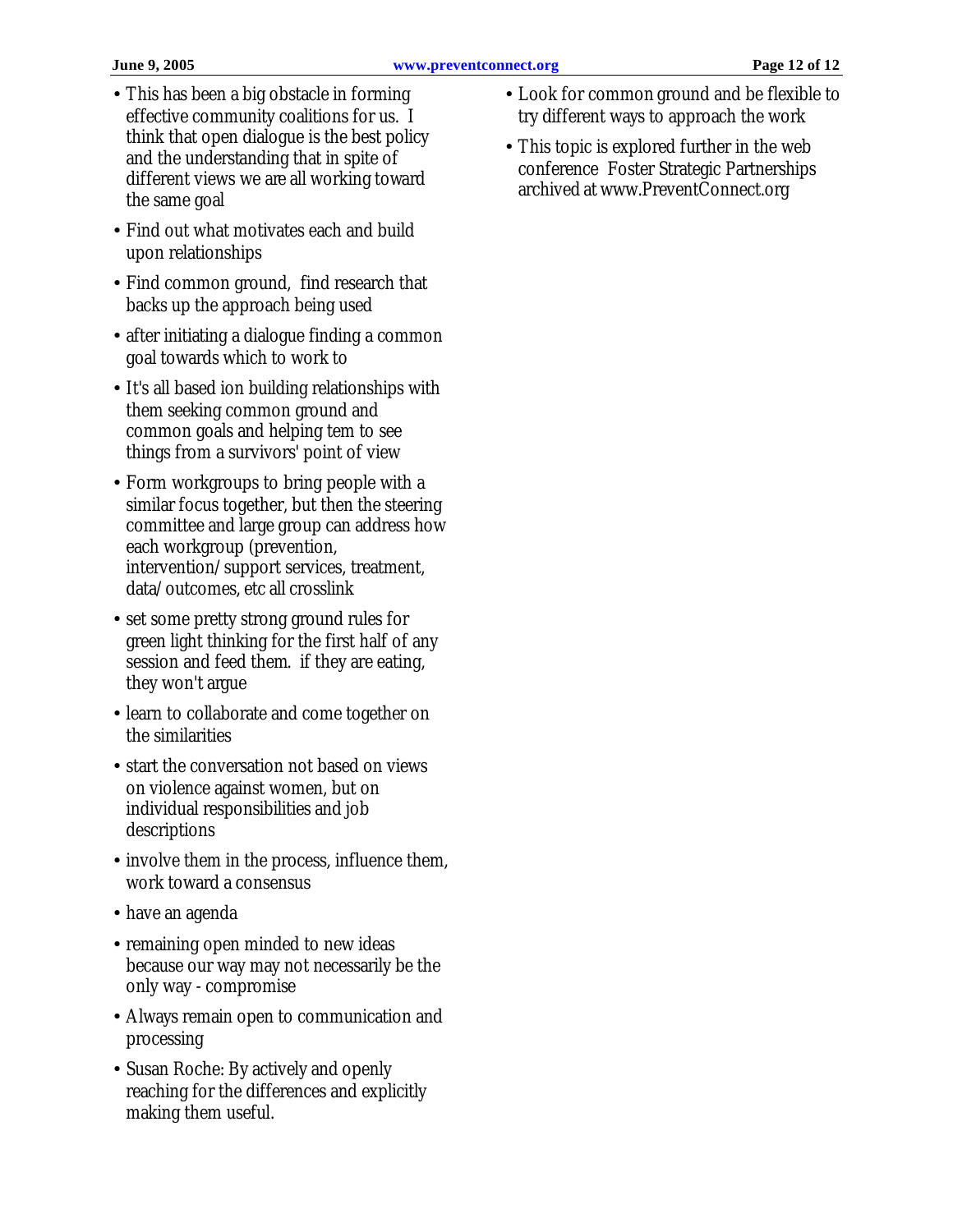- This has been a big obstacle in forming effective community coalitions for us. I think that open dialogue is the best policy and the understanding that in spite of different views we are all working toward the same goal
- Find out what motivates each and build upon relationships
- Find common ground, find research that backs up the approach being used
- after initiating a dialogue finding a common goal towards which to work to
- It's all based ion building relationships with them seeking common ground and common goals and helping tem to see things from a survivors' point of view
- Form workgroups to bring people with a similar focus together, but then the steering committee and large group can address how each workgroup (prevention, intervention/support services, treatment, data/outcomes, etc all crosslink
- set some pretty strong ground rules for green light thinking for the first half of any session and feed them. if they are eating, they won't argue
- learn to collaborate and come together on the similarities
- start the conversation not based on views on violence against women, but on individual responsibilities and job descriptions
- involve them in the process, influence them, work toward a consensus
- have an agenda
- remaining open minded to new ideas because our way may not necessarily be the only way - compromise
- Always remain open to communication and processing
- Susan Roche: By actively and openly reaching for the differences and explicitly making them useful.
- Look for common ground and be flexible to try different ways to approach the work
- This topic is explored further in the web conference Foster Strategic Partnerships archived at www.PreventConnect.org